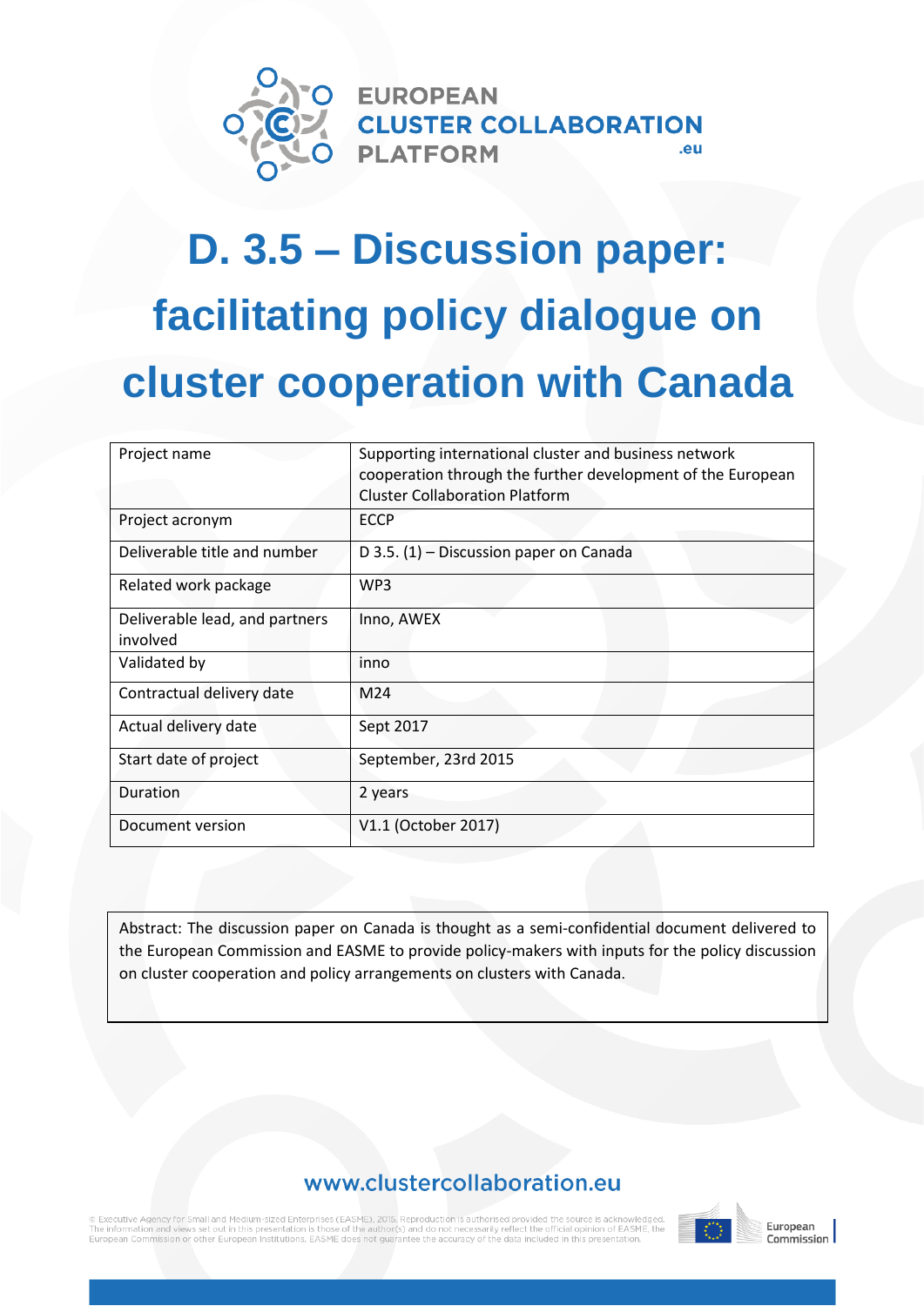EUROPEAN
CLUSTER COLLABORATION
PLATFORM
.eu

# D. 3.5 – Discussion paper: facilitating policy dialogue on cluster cooperation with Canada

| Project name | Supporting international cluster and business network cooperation through the further development of the European Cluster Collaboration Platform |
|---|---|
| Project acronym | ECCP |
| Deliverable title and number | D 3.5. (1) – Discussion paper on Canada |
| Related work package | WP3 |
| Deliverable lead, and partners involved | Inno, AWEX |
| Validated by | inno |
| Contractual delivery date | M24 |
| Actual delivery date | Sept 2017 |
| Start date of project | September, 23rd 2015 |
| Duration | 2 years |
| Document version | V1.1 (October 2017) |

Abstract: The discussion paper on Canada is thought as a semi-confidential document delivered to the European Commission and EASME to provide policy-makers with inputs for the policy discussion on cluster cooperation and policy arrangements on clusters with Canada.

www.clustercollaboration.eu

© Executive Agency for Small and Medium-sized Enterprises (EASME), 2015. Reproduction is authorised provided the source is acknowledged. The information and views set out in this presentation is those of the author(s) and do not necessarily reflect the official opinion of EASME, the European Commission or other European Institutions. EASME does not guarantee the accuracy of the data included in this presentation.

European Commission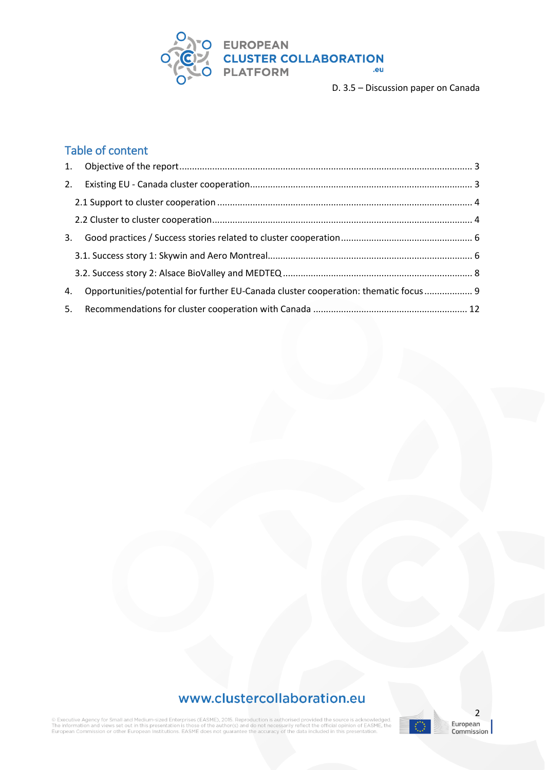## Table of content

1. Objective of the report ........................................................................................................ 3
2. Existing EU - Canada cluster cooperation ............................................................................. 3
   - 2.1 Support to cluster cooperation .......................................................................................... 4
   - 2.2 Cluster to cluster cooperation ............................................................................................ 4
3. Good practices / Success stories related to cluster cooperation .......................................... 6
   - 3.1. Success story 1: Skywin and Aero Montreal ..................................................................... 6
   - 3.2. Success story 2: Alsace BioValley and MEDTEQ ................................................................ 8
4. Opportunities/potential for further EU-Canada cluster cooperation: thematic focus .................. 9
5. Recommendations for cluster cooperation with Canada ........................................................ 12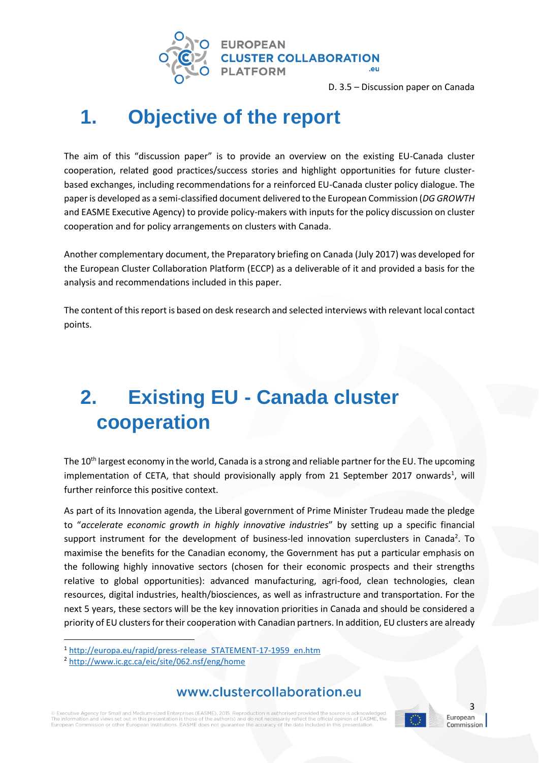# 1. Objective of the report

The aim of this "discussion paper" is to provide an overview on the existing EU-Canada cluster cooperation, related good practices/success stories and highlight opportunities for future cluster-based exchanges, including recommendations for a reinforced EU-Canada cluster policy dialogue. The paper is developed as a semi-classified document delivered to the European Commission (*DG GROWTH* and EASME Executive Agency) to provide policy-makers with inputs for the policy discussion on cluster cooperation and for policy arrangements on clusters with Canada.

Another complementary document, the Preparatory briefing on Canada (July 2017) was developed for the European Cluster Collaboration Platform (ECCP) as a deliverable of it and provided a basis for the analysis and recommendations included in this paper.

The content of this report is based on desk research and selected interviews with relevant local contact points.

# 2. Existing EU - Canada cluster cooperation

The 10th largest economy in the world, Canada is a strong and reliable partner for the EU. The upcoming implementation of CETA, that should provisionally apply from 21 September 2017 onwards[1], will further reinforce this positive context.

As part of its Innovation agenda, the Liberal government of Prime Minister Trudeau made the pledge to "*accelerate economic growth in highly innovative industries*" by setting up a specific financial support instrument for the development of business-led innovation superclusters in Canada[2]. To maximise the benefits for the Canadian economy, the Government has put a particular emphasis on the following highly innovative sectors (chosen for their economic prospects and their strengths relative to global opportunities): advanced manufacturing, agri-food, clean technologies, clean resources, digital industries, health/biosciences, as well as infrastructure and transportation. For the next 5 years, these sectors will be the key innovation priorities in Canada and should be considered a priority of EU clusters for their cooperation with Canadian partners. In addition, EU clusters are already

[1] http://europa.eu/rapid/press-release_STATEMENT-17-1959_en.htm

[2] http://www.ic.gc.ca/eic/site/062.nsf/eng/home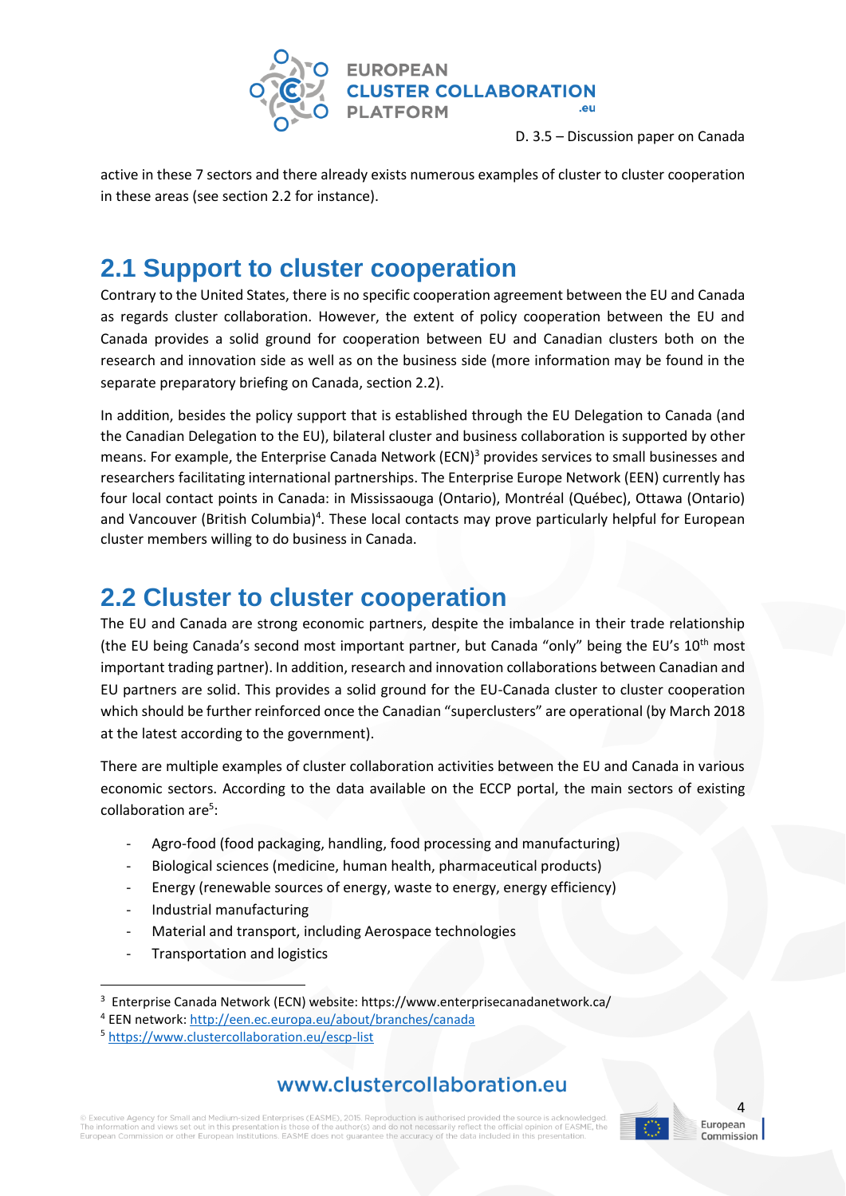active in these 7 sectors and there already exists numerous examples of cluster to cluster cooperation in these areas (see section 2.2 for instance).

## 2.1 Support to cluster cooperation

Contrary to the United States, there is no specific cooperation agreement between the EU and Canada as regards cluster collaboration. However, the extent of policy cooperation between the EU and Canada provides a solid ground for cooperation between EU and Canadian clusters both on the research and innovation side as well as on the business side (more information may be found in the separate preparatory briefing on Canada, section 2.2).

In addition, besides the policy support that is established through the EU Delegation to Canada (and the Canadian Delegation to the EU), bilateral cluster and business collaboration is supported by other means. For example, the Enterprise Canada Network (ECN)[3] provides services to small businesses and researchers facilitating international partnerships. The Enterprise Europe Network (EEN) currently has four local contact points in Canada: in Mississaouga (Ontario), Montréal (Québec), Ottawa (Ontario) and Vancouver (British Columbia)[4]. These local contacts may prove particularly helpful for European cluster members willing to do business in Canada.

## 2.2 Cluster to cluster cooperation

The EU and Canada are strong economic partners, despite the imbalance in their trade relationship (the EU being Canada's second most important partner, but Canada "only" being the EU's 10th most important trading partner). In addition, research and innovation collaborations between Canadian and EU partners are solid. This provides a solid ground for the EU-Canada cluster to cluster cooperation which should be further reinforced once the Canadian "superclusters" are operational (by March 2018 at the latest according to the government).

There are multiple examples of cluster collaboration activities between the EU and Canada in various economic sectors. According to the data available on the ECCP portal, the main sectors of existing collaboration are[5]:

- Agro-food (food packaging, handling, food processing and manufacturing)
- Biological sciences (medicine, human health, pharmaceutical products)
- Energy (renewable sources of energy, waste to energy, energy efficiency)
- Industrial manufacturing
- Material and transport, including Aerospace technologies
- Transportation and logistics

---

[3] Enterprise Canada Network (ECN) website: https://www.enterprisecanadanetwork.ca/

[4] EEN network: http://een.ec.europa.eu/about/branches/canada

[5] https://www.clustercollaboration.eu/escp-list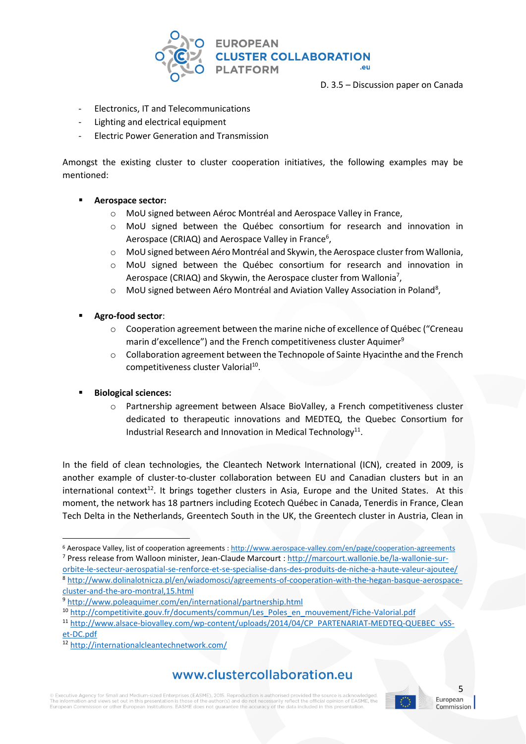- Electronics, IT and Telecommunications
- Lighting and electrical equipment
- Electric Power Generation and Transmission

Amongst the existing cluster to cluster cooperation initiatives, the following examples may be mentioned:

- **Aerospace sector:**
  - MoU signed between Aéroc Montréal and Aerospace Valley in France,
  - MoU signed between the Québec consortium for research and innovation in Aerospace (CRIAQ) and Aerospace Valley in France[6],
  - MoU signed between Aéro Montréal and Skywin, the Aerospace cluster from Wallonia,
  - MoU signed between the Québec consortium for research and innovation in Aerospace (CRIAQ) and Skywin, the Aerospace cluster from Wallonia[7],
  - MoU signed between Aéro Montréal and Aviation Valley Association in Poland[8],

- **Agro-food sector**:
  - Cooperation agreement between the marine niche of excellence of Québec ("Creneau marin d'excellence") and the French competitiveness cluster Aquimer[9]
  - Collaboration agreement between the Technopole of Sainte Hyacinthe and the French competitiveness cluster Valorial[10].

- **Biological sciences:**
  - Partnership agreement between Alsace BioValley, a French competitiveness cluster dedicated to therapeutic innovations and MEDTEQ, the Quebec Consortium for Industrial Research and Innovation in Medical Technology[11].

In the field of clean technologies, the Cleantech Network International (ICN), created in 2009, is another example of cluster-to-cluster collaboration between EU and Canadian clusters but in an international context[12]. It brings together clusters in Asia, Europe and the United States. At this moment, the network has 18 partners including Ecotech Québec in Canada, Tenerdis in France, Clean Tech Delta in the Netherlands, Greentech South in the UK, the Greentech cluster in Austria, Clean in

---

[6] Aerospace Valley, list of cooperation agreements : http://www.aerospace-valley.com/en/page/cooperation-agreements

[7] Press release from Walloon minister, Jean-Claude Marcourt : http://marcourt.wallonie.be/la-wallonie-sur-orbite-le-secteur-aerospatial-se-renforce-et-se-specialise-dans-des-produits-de-niche-a-haute-valeur-ajoutee/

[8] http://www.dolinalotnicza.pl/en/wiadomosci/agreements-of-cooperation-with-the-hegan-basque-aerospace-cluster-and-the-aro-montral,15.html

[9] http://www.poleaquimer.com/en/international/partnership.html

[10] http://competitivite.gouv.fr/documents/commun/Les_Poles_en_mouvement/Fiche-Valorial.pdf

[11] http://www.alsace-biovalley.com/wp-content/uploads/2014/04/CP_PARTENARIAT-MEDTEQ-QUEBEC_vSS-et-DC.pdf

[12] http://internationalcleantechnetwork.com/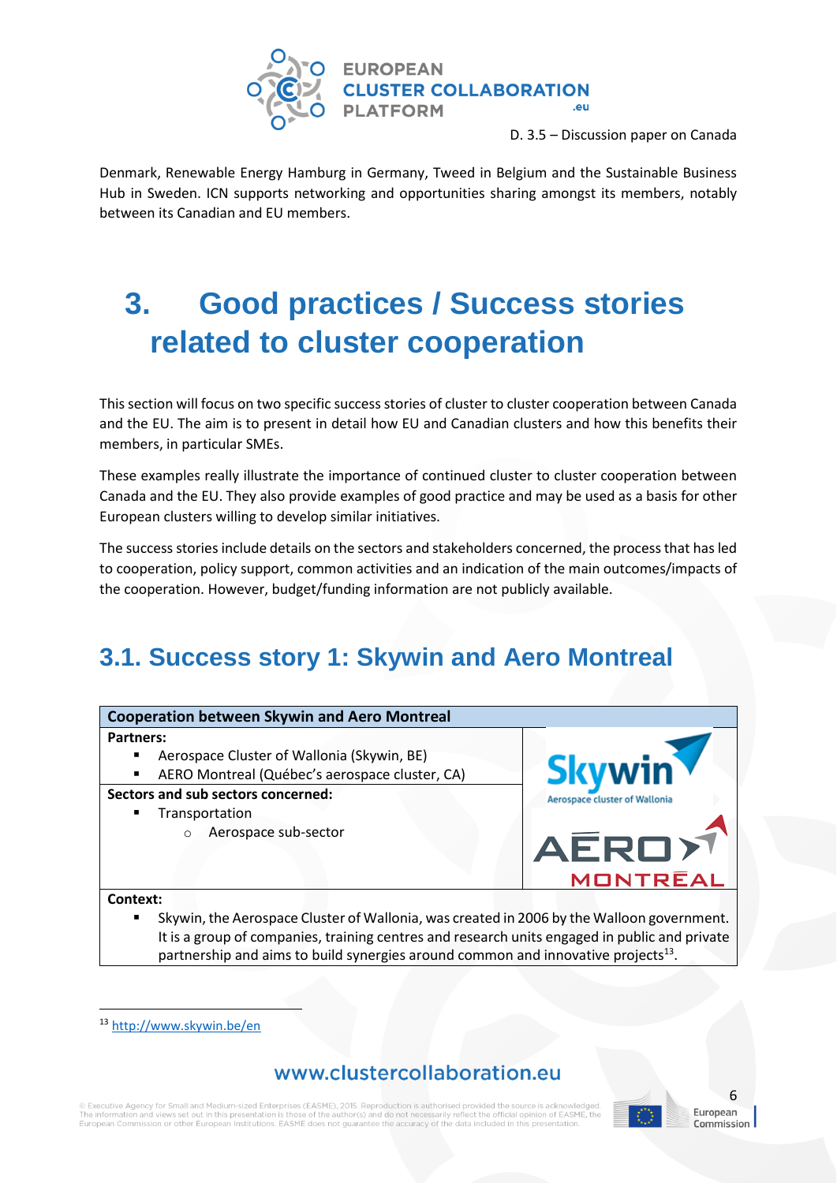Denmark, Renewable Energy Hamburg in Germany, Tweed in Belgium and the Sustainable Business Hub in Sweden. ICN supports networking and opportunities sharing amongst its members, notably between its Canadian and EU members.

# 3. Good practices / Success stories related to cluster cooperation

This section will focus on two specific success stories of cluster to cluster cooperation between Canada and the EU. The aim is to present in detail how EU and Canadian clusters and how this benefits their members, in particular SMEs.

These examples really illustrate the importance of continued cluster to cluster cooperation between Canada and the EU. They also provide examples of good practice and may be used as a basis for other European clusters willing to develop similar initiatives.

The success stories include details on the sectors and stakeholders concerned, the process that has led to cooperation, policy support, common activities and an indication of the main outcomes/impacts of the cooperation. However, budget/funding information are not publicly available.

## 3.1. Success story 1: Skywin and Aero Montreal

| **Cooperation between Skywin and Aero Montreal** |
|---|
| **Partners:**<br>▪ Aerospace Cluster of Wallonia (Skywin, BE)<br>▪ AERO Montreal (Québec's aerospace cluster, CA) |
| **Sectors and sub sectors concerned:**<br>▪ Transportation<br>  ○ Aerospace sub-sector |
| **Context:**<br>▪ Skywin, the Aerospace Cluster of Wallonia, was created in 2006 by the Walloon government. It is a group of companies, training centres and research units engaged in public and private partnership and aims to build synergies around common and innovative projects[13]. |

[13] http://www.skywin.be/en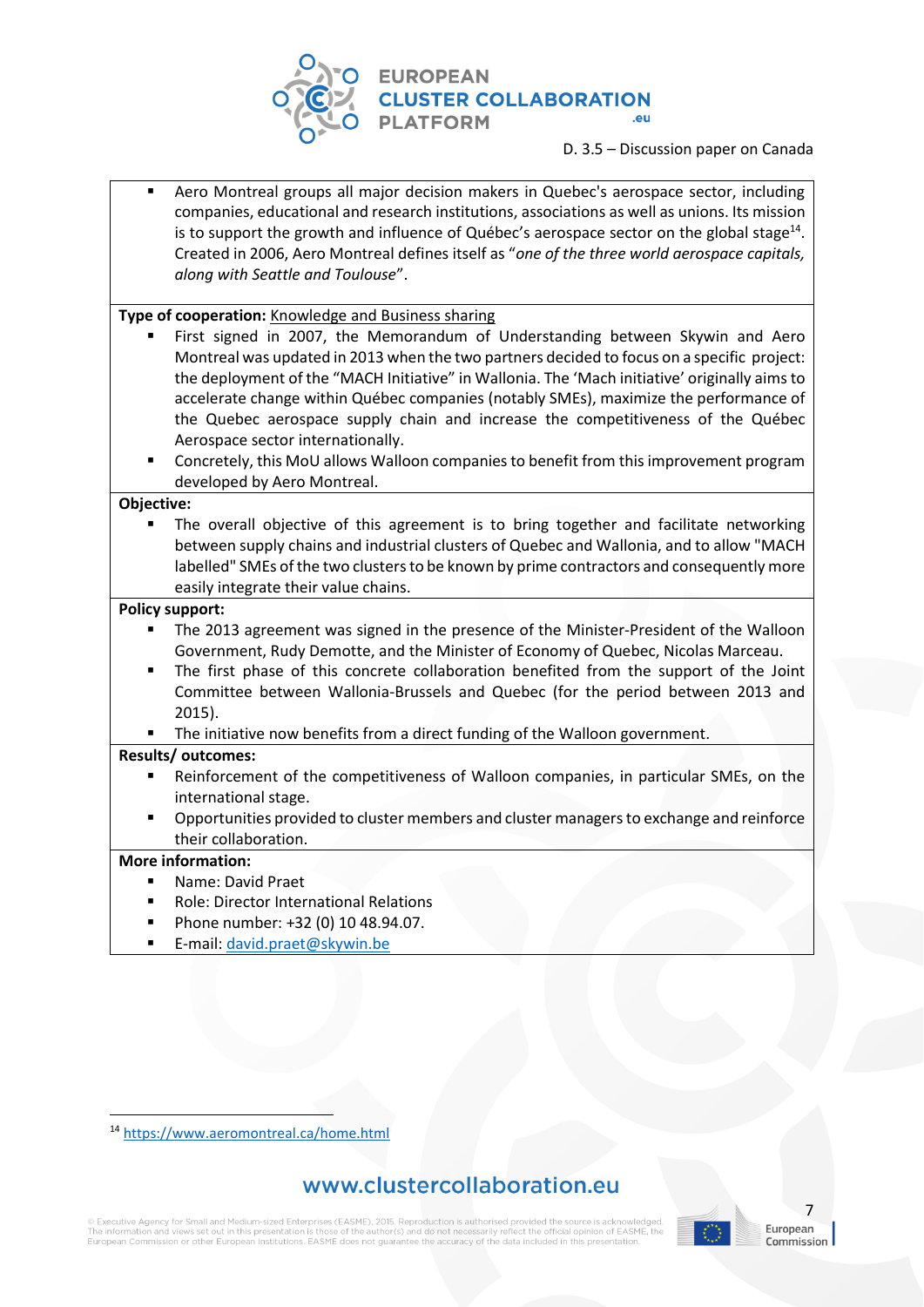- Aero Montreal groups all major decision makers in Quebec's aerospace sector, including companies, educational and research institutions, associations as well as unions. Its mission is to support the growth and influence of Québec's aerospace sector on the global stage[14]. Created in 2006, Aero Montreal defines itself as "*one of the three world aerospace capitals, along with Seattle and Toulouse*".

**Type of cooperation:** Knowledge and Business sharing

- First signed in 2007, the Memorandum of Understanding between Skywin and Aero Montreal was updated in 2013 when the two partners decided to focus on a specific project: the deployment of the "MACH Initiative" in Wallonia. The 'Mach initiative' originally aims to accelerate change within Québec companies (notably SMEs), maximize the performance of the Quebec aerospace supply chain and increase the competitiveness of the Québec Aerospace sector internationally.
- Concretely, this MoU allows Walloon companies to benefit from this improvement program developed by Aero Montreal.

**Objective:**

- The overall objective of this agreement is to bring together and facilitate networking between supply chains and industrial clusters of Quebec and Wallonia, and to allow "MACH labelled" SMEs of the two clusters to be known by prime contractors and consequently more easily integrate their value chains.

**Policy support:**

- The 2013 agreement was signed in the presence of the Minister-President of the Walloon Government, Rudy Demotte, and the Minister of Economy of Quebec, Nicolas Marceau.
- The first phase of this concrete collaboration benefited from the support of the Joint Committee between Wallonia-Brussels and Quebec (for the period between 2013 and 2015).
- The initiative now benefits from a direct funding of the Walloon government.

**Results/ outcomes:**

- Reinforcement of the competitiveness of Walloon companies, in particular SMEs, on the international stage.
- Opportunities provided to cluster members and cluster managers to exchange and reinforce their collaboration.

**More information:**

- Name: David Praet
- Role: Director International Relations
- Phone number: +32 (0) 10 48.94.07.
- E-mail: david.praet@skywin.be

[14] https://www.aeromontreal.ca/home.html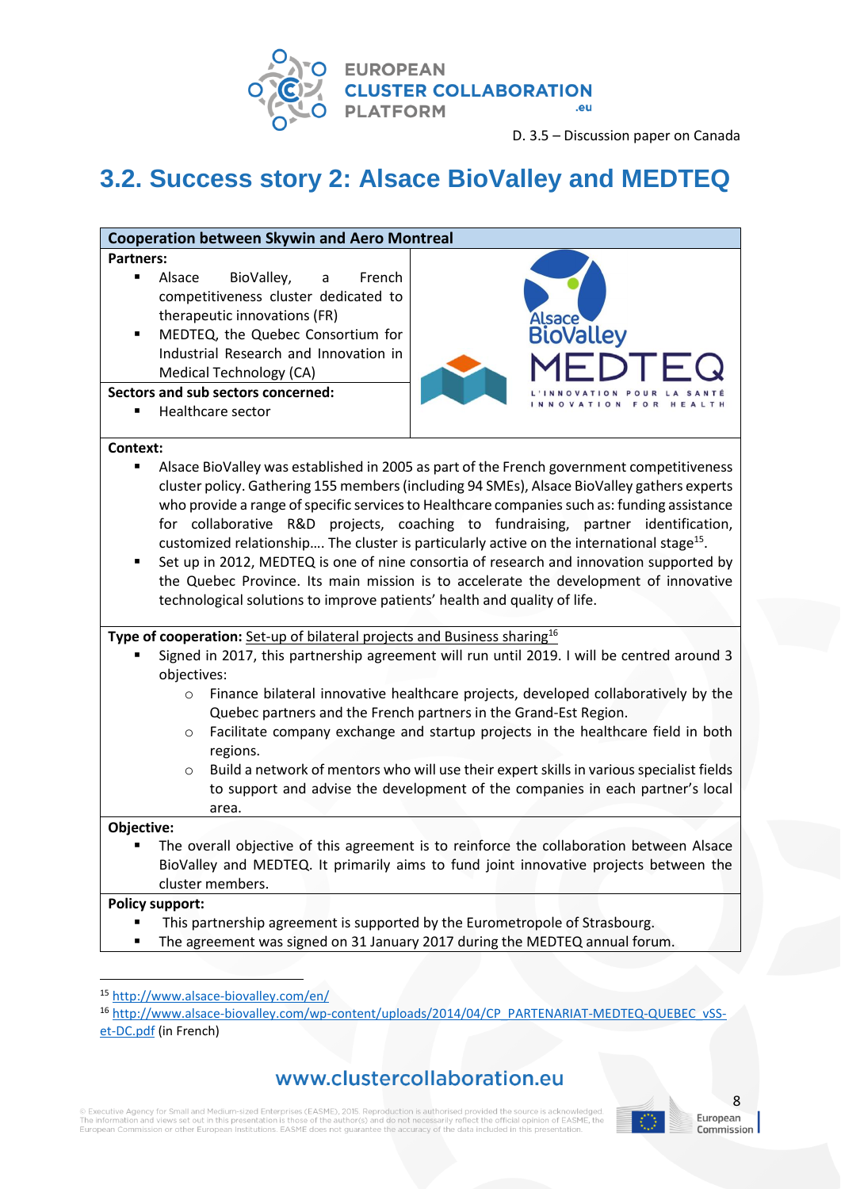## 3.2. Success story 2: Alsace BioValley and MEDTEQ

**Cooperation between Skywin and Aero Montreal**

**Partners:**

- Alsace BioValley, a French competitiveness cluster dedicated to therapeutic innovations (FR)
- MEDTEQ, the Quebec Consortium for Industrial Research and Innovation in Medical Technology (CA)

**Sectors and sub sectors concerned:**

- Healthcare sector

**Context:**

- Alsace BioValley was established in 2005 as part of the French government competitiveness cluster policy. Gathering 155 members (including 94 SMEs), Alsace BioValley gathers experts who provide a range of specific services to Healthcare companies such as: funding assistance for collaborative R&D projects, coaching to fundraising, partner identification, customized relationship…. The cluster is particularly active on the international stage[15].
- Set up in 2012, MEDTEQ is one of nine consortia of research and innovation supported by the Quebec Province. Its main mission is to accelerate the development of innovative technological solutions to improve patients' health and quality of life.

**Type of cooperation:** Set-up of bilateral projects and Business sharing[16]

- Signed in 2017, this partnership agreement will run until 2019. I will be centred around 3 objectives:
  - Finance bilateral innovative healthcare projects, developed collaboratively by the Quebec partners and the French partners in the Grand-Est Region.
  - Facilitate company exchange and startup projects in the healthcare field in both regions.
  - Build a network of mentors who will use their expert skills in various specialist fields to support and advise the development of the companies in each partner's local area.

**Objective:**

- The overall objective of this agreement is to reinforce the collaboration between Alsace BioValley and MEDTEQ. It primarily aims to fund joint innovative projects between the cluster members.

**Policy support:**

- This partnership agreement is supported by the Eurometropole of Strasbourg.
- The agreement was signed on 31 January 2017 during the MEDTEQ annual forum.

---

[15] http://www.alsace-biovalley.com/en/

[16] http://www.alsace-biovalley.com/wp-content/uploads/2014/04/CP_PARTENARIAT-MEDTEQ-QUEBEC_vSS-et-DC.pdf (in French)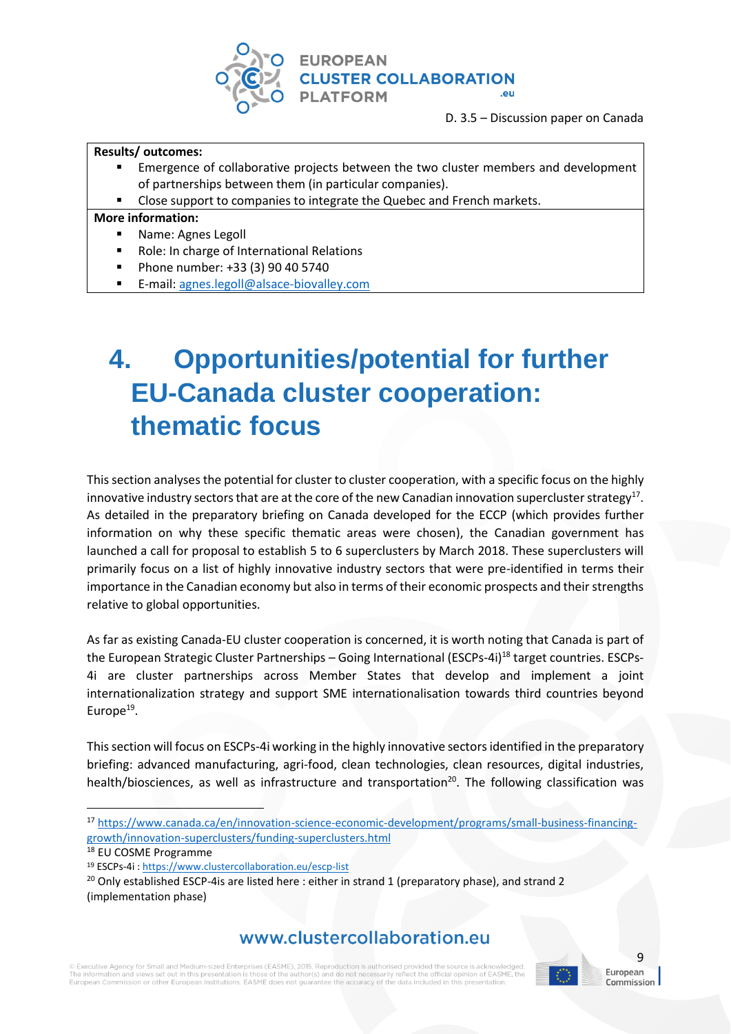**Results/ outcomes:**

- Emergence of collaborative projects between the two cluster members and development of partnerships between them (in particular companies).
- Close support to companies to integrate the Quebec and French markets.

**More information:**

- Name: Agnes Legoll
- Role: In charge of International Relations
- Phone number: +33 (3) 90 40 5740
- E-mail: agnes.legoll@alsace-biovalley.com

# 4. Opportunities/potential for further EU-Canada cluster cooperation: thematic focus

This section analyses the potential for cluster to cluster cooperation, with a specific focus on the highly innovative industry sectors that are at the core of the new Canadian innovation supercluster strategy[17]. As detailed in the preparatory briefing on Canada developed for the ECCP (which provides further information on why these specific thematic areas were chosen), the Canadian government has launched a call for proposal to establish 5 to 6 superclusters by March 2018. These superclusters will primarily focus on a list of highly innovative industry sectors that were pre-identified in terms their importance in the Canadian economy but also in terms of their economic prospects and their strengths relative to global opportunities.

As far as existing Canada-EU cluster cooperation is concerned, it is worth noting that Canada is part of the European Strategic Cluster Partnerships – Going International (ESCPs-4i)[18] target countries. ESCPs-4i are cluster partnerships across Member States that develop and implement a joint internationalization strategy and support SME internationalisation towards third countries beyond Europe[19].

This section will focus on ESCPs-4i working in the highly innovative sectors identified in the preparatory briefing: advanced manufacturing, agri-food, clean technologies, clean resources, digital industries, health/biosciences, as well as infrastructure and transportation[20]. The following classification was

[17] https://www.canada.ca/en/innovation-science-economic-development/programs/small-business-financing-growth/innovation-superclusters/funding-superclusters.html

[18] EU COSME Programme

[19] ESCPs-4i : https://www.clustercollaboration.eu/escp-list

[20] Only established ESCP-4is are listed here : either in strand 1 (preparatory phase), and strand 2 (implementation phase)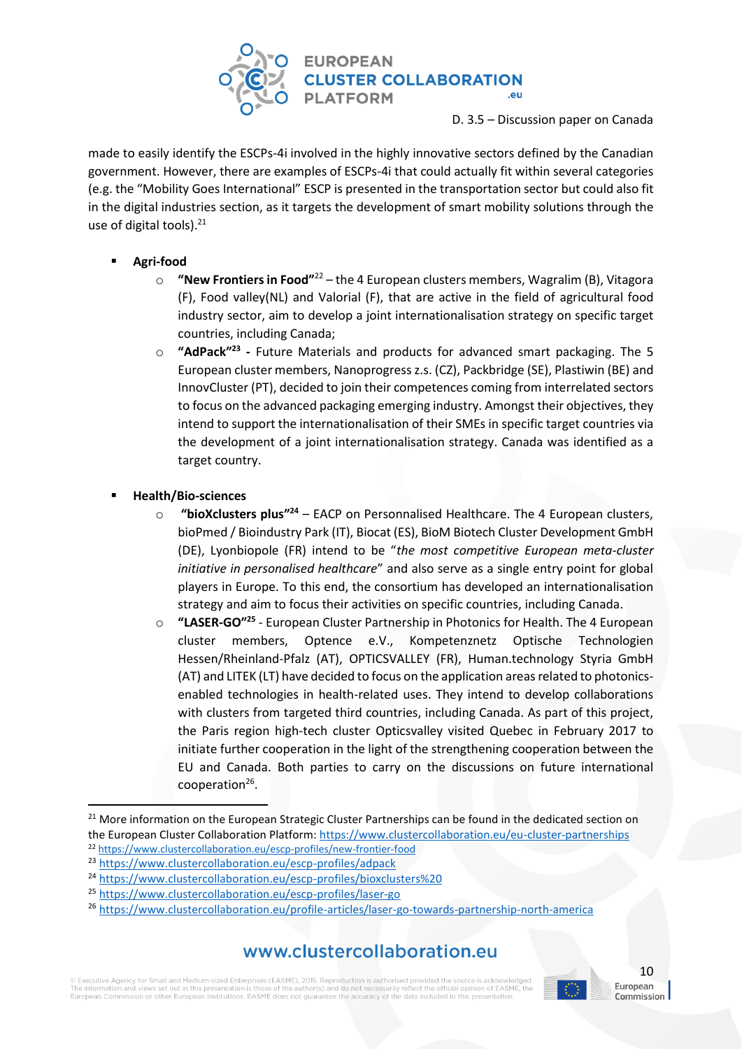made to easily identify the ESCPs-4i involved in the highly innovative sectors defined by the Canadian government. However, there are examples of ESCPs-4i that could actually fit within several categories (e.g. the "Mobility Goes International" ESCP is presented in the transportation sector but could also fit in the digital industries section, as it targets the development of smart mobility solutions through the use of digital tools).[21]

- **Agri-food**
  - **"New Frontiers in Food"**[22] – the 4 European clusters members, Wagralim (B), Vitagora (F), Food valley(NL) and Valorial (F), that are active in the field of agricultural food industry sector, aim to develop a joint internationalisation strategy on specific target countries, including Canada;
  - **"AdPack"**[23] **-** Future Materials and products for advanced smart packaging. The 5 European cluster members, Nanoprogress z.s. (CZ), Packbridge (SE), Plastiwin (BE) and InnovCluster (PT), decided to join their competences coming from interrelated sectors to focus on the advanced packaging emerging industry. Amongst their objectives, they intend to support the internationalisation of their SMEs in specific target countries via the development of a joint internationalisation strategy. Canada was identified as a target country.

- **Health/Bio-sciences**
  - **"bioXclusters plus"**[24] – EACP on Personnalised Healthcare. The 4 European clusters, bioPmed / Bioindustry Park (IT), Biocat (ES), BioM Biotech Cluster Development GmbH (DE), Lyonbiopole (FR) intend to be "*the most competitive European meta-cluster initiative in personalised healthcare*" and also serve as a single entry point for global players in Europe. To this end, the consortium has developed an internationalisation strategy and aim to focus their activities on specific countries, including Canada.
  - **"LASER-GO"**[25] - European Cluster Partnership in Photonics for Health. The 4 European cluster members, Optence e.V., Kompetenznetz Optische Technologien Hessen/Rheinland-Pfalz (AT), OPTICSVALLEY (FR), Human.technology Styria GmbH (AT) and LITEK (LT) have decided to focus on the application areas related to photonics-enabled technologies in health-related uses. They intend to develop collaborations with clusters from targeted third countries, including Canada. As part of this project, the Paris region high-tech cluster Opticsvalley visited Quebec in February 2017 to initiate further cooperation in the light of the strengthening cooperation between the EU and Canada. Both parties to carry on the discussions on future international cooperation[26].

---

[21] More information on the European Strategic Cluster Partnerships can be found in the dedicated section on the European Cluster Collaboration Platform: https://www.clustercollaboration.eu/eu-cluster-partnerships

[22] https://www.clustercollaboration.eu/escp-profiles/new-frontier-food

[23] https://www.clustercollaboration.eu/escp-profiles/adpack

[24] https://www.clustercollaboration.eu/escp-profiles/bioxclusters%20

[25] https://www.clustercollaboration.eu/escp-profiles/laser-go

[26] https://www.clustercollaboration.eu/profile-articles/laser-go-towards-partnership-north-america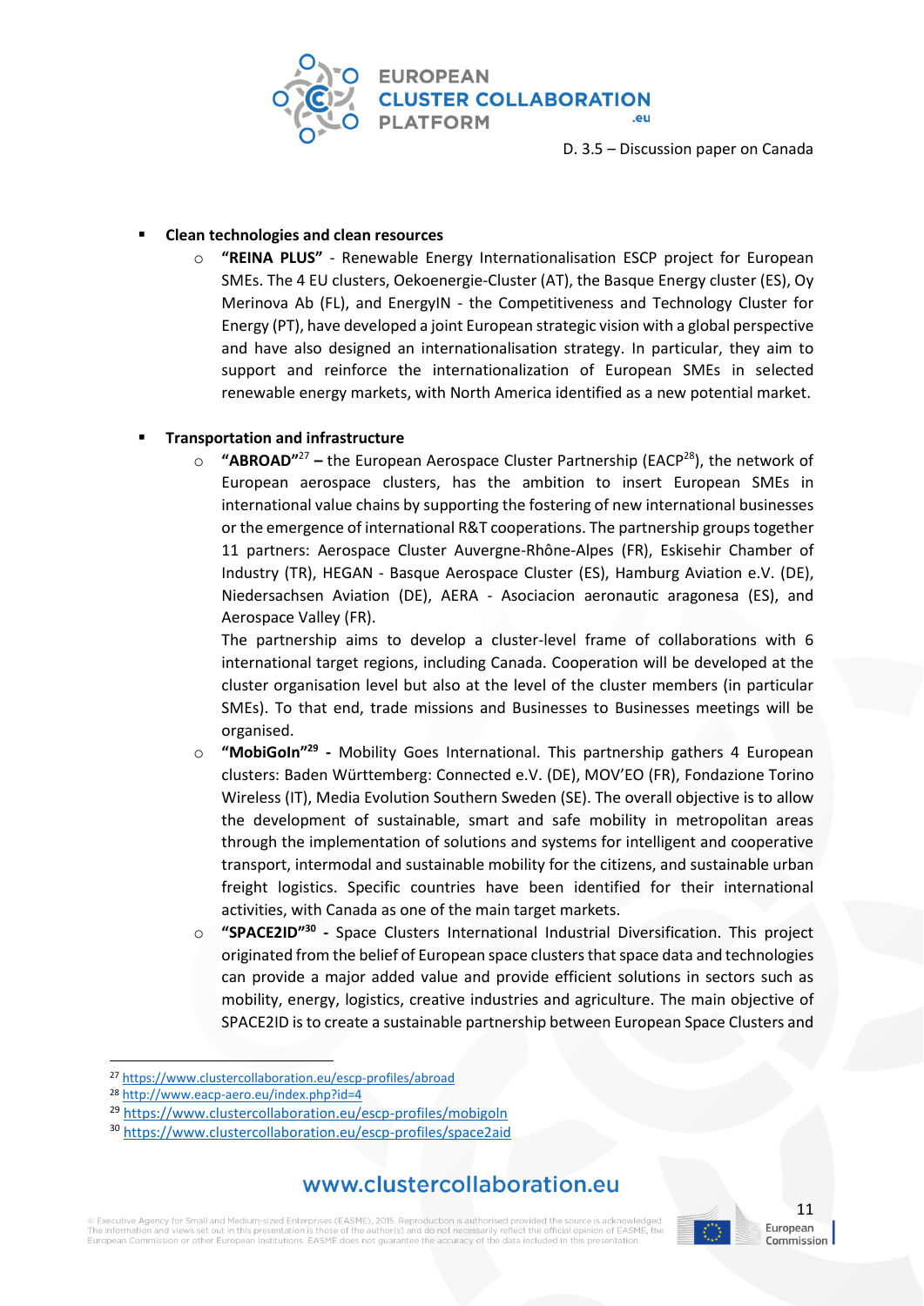- **Clean technologies and clean resources**
  - **"REINA PLUS"** - Renewable Energy Internationalisation ESCP project for European SMEs. The 4 EU clusters, Oekoenergie-Cluster (AT), the Basque Energy cluster (ES), Oy Merinova Ab (FL), and EnergyIN - the Competitiveness and Technology Cluster for Energy (PT), have developed a joint European strategic vision with a global perspective and have also designed an internationalisation strategy. In particular, they aim to support and reinforce the internationalization of European SMEs in selected renewable energy markets, with North America identified as a new potential market.

- **Transportation and infrastructure**
  - **"ABROAD"**[27] **–** the European Aerospace Cluster Partnership (EACP[28]), the network of European aerospace clusters, has the ambition to insert European SMEs in international value chains by supporting the fostering of new international businesses or the emergence of international R&T cooperations. The partnership groups together 11 partners: Aerospace Cluster Auvergne-Rhône-Alpes (FR), Eskisehir Chamber of Industry (TR), HEGAN - Basque Aerospace Cluster (ES), Hamburg Aviation e.V. (DE), Niedersachsen Aviation (DE), AERA - Asociacion aeronautic aragonesa (ES), and Aerospace Valley (FR).

    The partnership aims to develop a cluster-level frame of collaborations with 6 international target regions, including Canada. Cooperation will be developed at the cluster organisation level but also at the level of the cluster members (in particular SMEs). To that end, trade missions and Businesses to Businesses meetings will be organised.
  - **"MobiGoIn"**[29] **-** Mobility Goes International. This partnership gathers 4 European clusters: Baden Württemberg: Connected e.V. (DE), MOV'EO (FR), Fondazione Torino Wireless (IT), Media Evolution Southern Sweden (SE). The overall objective is to allow the development of sustainable, smart and safe mobility in metropolitan areas through the implementation of solutions and systems for intelligent and cooperative transport, intermodal and sustainable mobility for the citizens, and sustainable urban freight logistics. Specific countries have been identified for their international activities, with Canada as one of the main target markets.
  - **"SPACE2ID"**[30] **-** Space Clusters International Industrial Diversification. This project originated from the belief of European space clusters that space data and technologies can provide a major added value and provide efficient solutions in sectors such as mobility, energy, logistics, creative industries and agriculture. The main objective of SPACE2ID is to create a sustainable partnership between European Space Clusters and

---

[27] https://www.clustercollaboration.eu/escp-profiles/abroad

[28] http://www.eacp-aero.eu/index.php?id=4

[29] https://www.clustercollaboration.eu/escp-profiles/mobigoln

[30] https://www.clustercollaboration.eu/escp-profiles/space2aid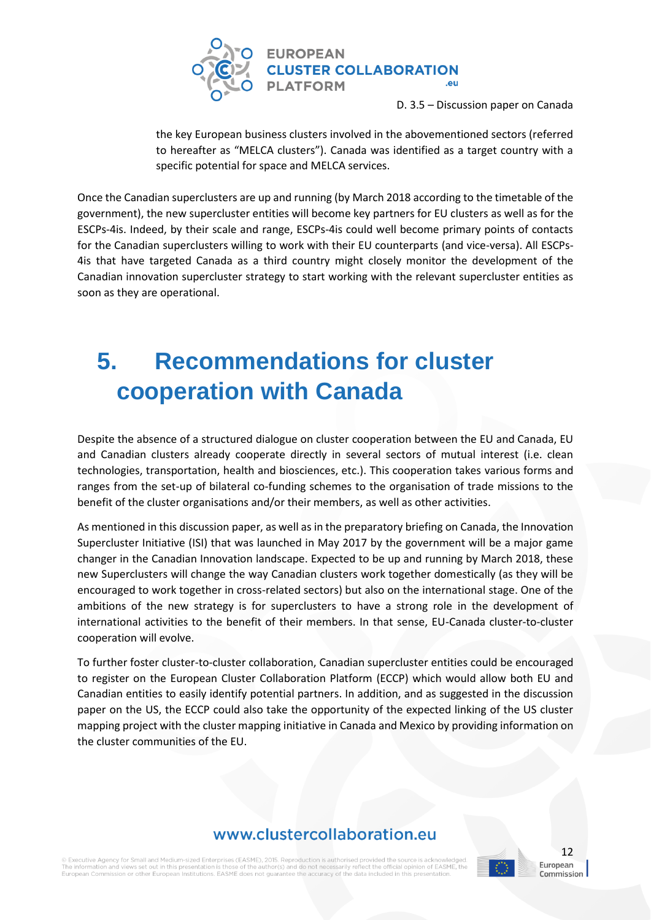the key European business clusters involved in the abovementioned sectors (referred to hereafter as "MELCA clusters"). Canada was identified as a target country with a specific potential for space and MELCA services.

Once the Canadian superclusters are up and running (by March 2018 according to the timetable of the government), the new supercluster entities will become key partners for EU clusters as well as for the ESCPs-4is. Indeed, by their scale and range, ESCPs-4is could well become primary points of contacts for the Canadian superclusters willing to work with their EU counterparts (and vice-versa). All ESCPs-4is that have targeted Canada as a third country might closely monitor the development of the Canadian innovation supercluster strategy to start working with the relevant supercluster entities as soon as they are operational.

# 5. Recommendations for cluster cooperation with Canada

Despite the absence of a structured dialogue on cluster cooperation between the EU and Canada, EU and Canadian clusters already cooperate directly in several sectors of mutual interest (i.e. clean technologies, transportation, health and biosciences, etc.). This cooperation takes various forms and ranges from the set-up of bilateral co-funding schemes to the organisation of trade missions to the benefit of the cluster organisations and/or their members, as well as other activities.

As mentioned in this discussion paper, as well as in the preparatory briefing on Canada, the Innovation Supercluster Initiative (ISI) that was launched in May 2017 by the government will be a major game changer in the Canadian Innovation landscape. Expected to be up and running by March 2018, these new Superclusters will change the way Canadian clusters work together domestically (as they will be encouraged to work together in cross-related sectors) but also on the international stage. One of the ambitions of the new strategy is for superclusters to have a strong role in the development of international activities to the benefit of their members. In that sense, EU-Canada cluster-to-cluster cooperation will evolve.

To further foster cluster-to-cluster collaboration, Canadian supercluster entities could be encouraged to register on the European Cluster Collaboration Platform (ECCP) which would allow both EU and Canadian entities to easily identify potential partners. In addition, and as suggested in the discussion paper on the US, the ECCP could also take the opportunity of the expected linking of the US cluster mapping project with the cluster mapping initiative in Canada and Mexico by providing information on the cluster communities of the EU.